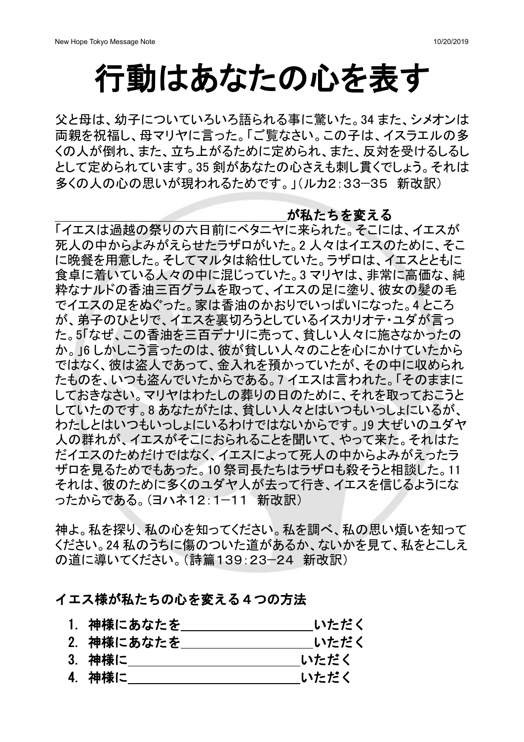# 行動はあなたの心を表す

父と母は、幼子についていろいろ語られる事に驚いた。34 また、シメオンは両親を祝福し、母マリヤに言った。「ご覧なさい。この子は、イスラエルの多くの人が倒れ、また、立ち上がるために定められ、また、反対を受けるしるしとして定められています。35 剣があなたの心さえも刺し貫くでしょう。それは多くの人の心の思いが現われるためです。」(ルカ2:33−35　新改訳)

**＿＿＿＿＿＿＿＿＿＿＿＿＿＿＿＿が私たちを変える**

「イエスは過越の祭りの六日前にベタニヤに来られた。そこには、イエスが死人の中からよみがえらせたラザロがいた。2 人々はイエスのために、そこに晩餐を用意した。そしてマルタは給仕していた。ラザロは、イエスとともに食卓に着いている人々の中に混じっていた。3 マリヤは、非常に高価な、純粋なナルドの香油三百グラムを取って、イエスの足に塗り、彼女の髪の毛でイエスの足をぬぐった。家は香油のかおりでいっぱいになった。4 ところが、弟子のひとりで、イエスを裏切ろうとしているイスカリオテ・ユダが言った。5「なぜ、この香油を三百デナリに売って、貧しい人々に施さなかったのか。」6 しかしこう言ったのは、彼が貧しい人々のことを心にかけていたからではなく、彼は盗人であって、金入れを預かっていたが、その中に収められたものを、いつも盗んでいたからである。7 イエスは言われた。「そのままにしておきなさい。マリヤはわたしの葬りの日のために、それを取っておこうとしていたのです。8 あなたがたは、貧しい人々とはいつもいっしょにいるが、わたしとはいつもいっしょにいるわけではないからです。」9 大ぜいのユダヤ人の群れが、イエスがそこにおられることを聞いて、やって来た。それはただイエスのためだけではなく、イエスによって死人の中からよみがえったラザロを見るためでもあった。10 祭司長たちはラザロも殺そうと相談した。11 それは、彼のために多くのユダヤ人が去って行き、イエスを信じるようになったからである。(ヨハネ12:1−11　新改訳)

神よ。私を探り、私の心を知ってください。私を調べ、私の思い煩いを知ってください。24 私のうちに傷のついた道があるか、ないかを見て、私をとこしえの道に導いてください。(詩篇139:23−24　新改訳)

**イエス様が私たちの心を変える４つの方法**

1. **神様にあなたを＿＿＿＿＿＿＿＿＿＿いただく**
2. **神様にあなたを＿＿＿＿＿＿＿＿＿＿いただく**
3. **神様に＿＿＿＿＿＿＿＿＿＿＿＿＿いただく**
4. **神様に＿＿＿＿＿＿＿＿＿＿＿＿＿いただく**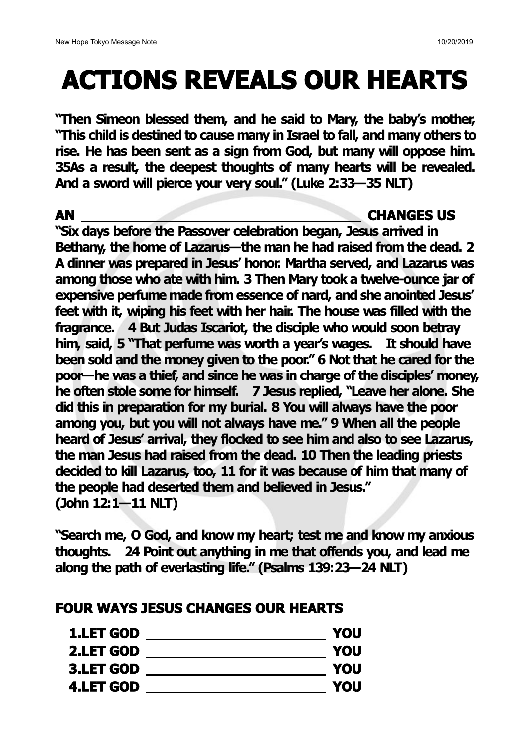# ACTIONS REVEALS OUR HEARTS

**"Then Simeon blessed them, and he said to Mary, the baby's mother, "This child is destined to cause many in Israel to fall, and many others to rise. He has been sent as a sign from God, but many will oppose him. 35As a result, the deepest thoughts of many hearts will be revealed. And a sword will pierce your very soul." (Luke 2:33—35 NLT)**

## AN ________________________ CHANGES US

**"Six days before the Passover celebration began, Jesus arrived in Bethany, the home of Lazarus—the man he had raised from the dead. 2 A dinner was prepared in Jesus' honor. Martha served, and Lazarus was among those who ate with him. 3 Then Mary took a twelve-ounce jar of expensive perfume made from essence of nard, and she anointed Jesus' feet with it, wiping his feet with her hair. The house was filled with the fragrance. 4 But Judas Iscariot, the disciple who would soon betray him, said, 5 "That perfume was worth a year's wages. It should have been sold and the money given to the poor." 6 Not that he cared for the poor—he was a thief, and since he was in charge of the disciples' money, he often stole some for himself. 7 Jesus replied, "Leave her alone. She did this in preparation for my burial. 8 You will always have the poor among you, but you will not always have me." 9 When all the people heard of Jesus' arrival, they flocked to see him and also to see Lazarus, the man Jesus had raised from the dead. 10 Then the leading priests decided to kill Lazarus, too, 11 for it was because of him that many of the people had deserted them and believed in Jesus." (John 12:1—11 NLT)**

**"Search me, O God, and know my heart; test me and know my anxious thoughts. 24 Point out anything in me that offends you, and lead me along the path of everlasting life." (Psalms 139:23—24 NLT)**

## FOUR WAYS JESUS CHANGES OUR HEARTS

1. **LET GOD ________________ YOU**
2. **LET GOD ________________ YOU**
3. **LET GOD ________________ YOU**
4. **LET GOD ________________ YOU**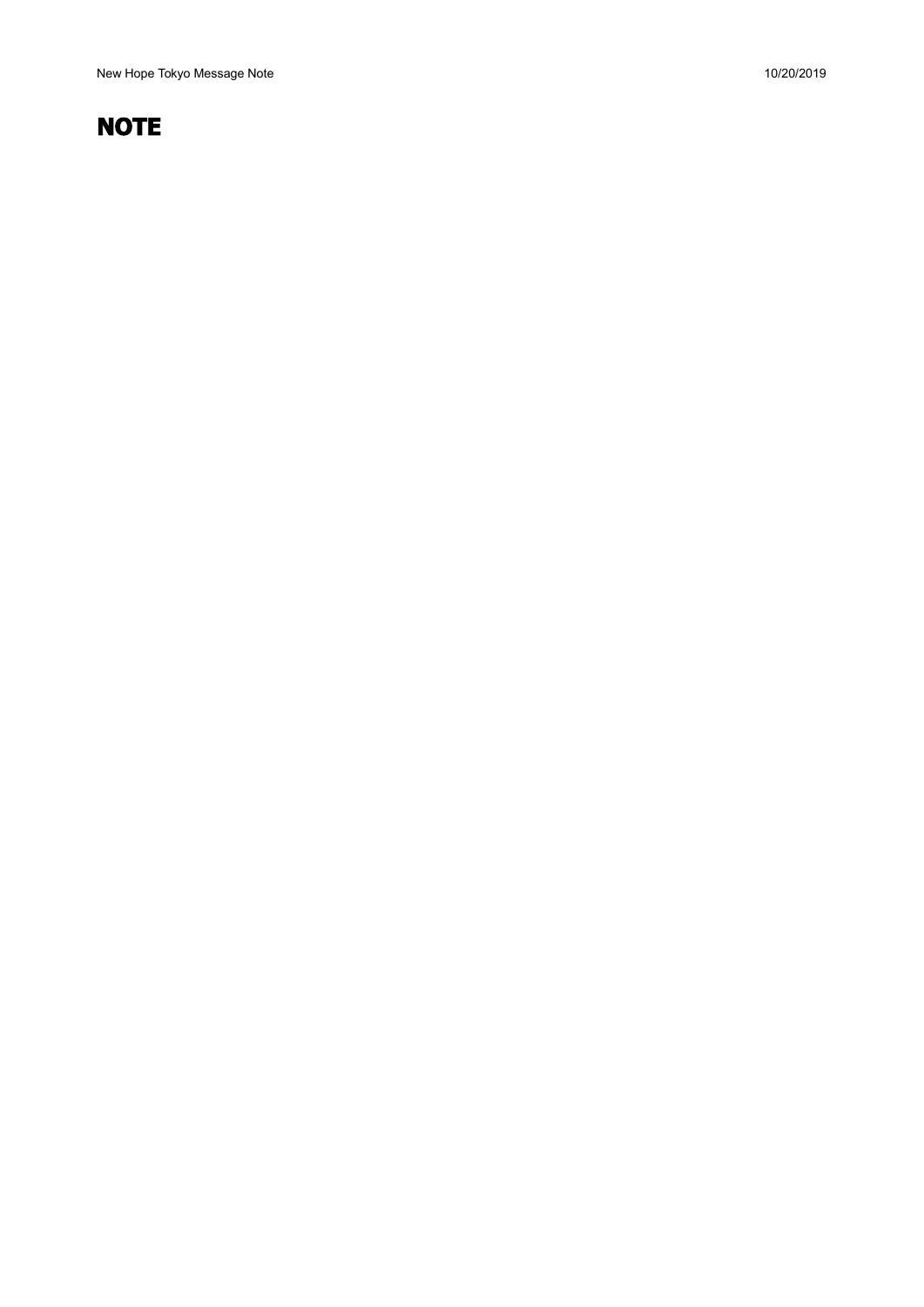# NOTE